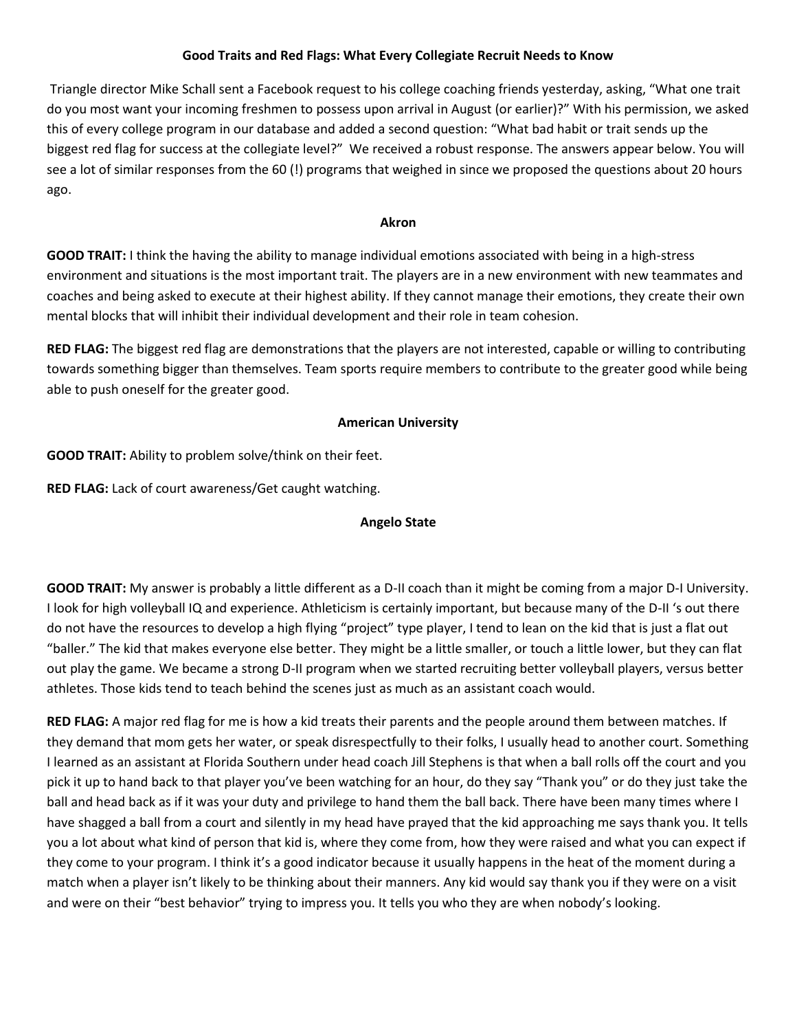# Good Traits and Red Flags: What Every Collegiate Recruit Needs to Know

Triangle director Mike Schall sent a Facebook request to his college coaching friends yesterday, asking, "What one trait do you most want your incoming freshmen to possess upon arrival in August (or earlier)?" With his permission, we asked this of every college program in our database and added a second question: "What bad habit or trait sends up the biggest red flag for success at the collegiate level?" We received a robust response. The answers appear below. You will see a lot of similar responses from the 60 (!) programs that weighed in since we proposed the questions about 20 hours ago.

## Akron

**GOOD TRAIT:** I think the having the ability to manage individual emotions associated with being in a high-stress environment and situations is the most important trait. The players are in a new environment with new teammates and coaches and being asked to execute at their highest ability. If they cannot manage their emotions, they create their own mental blocks that will inhibit their individual development and their role in team cohesion.

**RED FLAG:** The biggest red flag are demonstrations that the players are not interested, capable or willing to contributing towards something bigger than themselves. Team sports require members to contribute to the greater good while being able to push oneself for the greater good.

## American University

**GOOD TRAIT:** Ability to problem solve/think on their feet.

**RED FLAG:** Lack of court awareness/Get caught watching.

## Angelo State

**GOOD TRAIT:** My answer is probably a little different as a D-II coach than it might be coming from a major D-I University. I look for high volleyball IQ and experience. Athleticism is certainly important, but because many of the D-II 's out there do not have the resources to develop a high flying "project" type player, I tend to lean on the kid that is just a flat out "baller." The kid that makes everyone else better. They might be a little smaller, or touch a little lower, but they can flat out play the game. We became a strong D-II program when we started recruiting better volleyball players, versus better athletes. Those kids tend to teach behind the scenes just as much as an assistant coach would.

**RED FLAG:** A major red flag for me is how a kid treats their parents and the people around them between matches. If they demand that mom gets her water, or speak disrespectfully to their folks, I usually head to another court. Something I learned as an assistant at Florida Southern under head coach Jill Stephens is that when a ball rolls off the court and you pick it up to hand back to that player you've been watching for an hour, do they say "Thank you" or do they just take the ball and head back as if it was your duty and privilege to hand them the ball back. There have been many times where I have shagged a ball from a court and silently in my head have prayed that the kid approaching me says thank you. It tells you a lot about what kind of person that kid is, where they come from, how they were raised and what you can expect if they come to your program. I think it's a good indicator because it usually happens in the heat of the moment during a match when a player isn't likely to be thinking about their manners. Any kid would say thank you if they were on a visit and were on their "best behavior" trying to impress you. It tells you who they are when nobody's looking.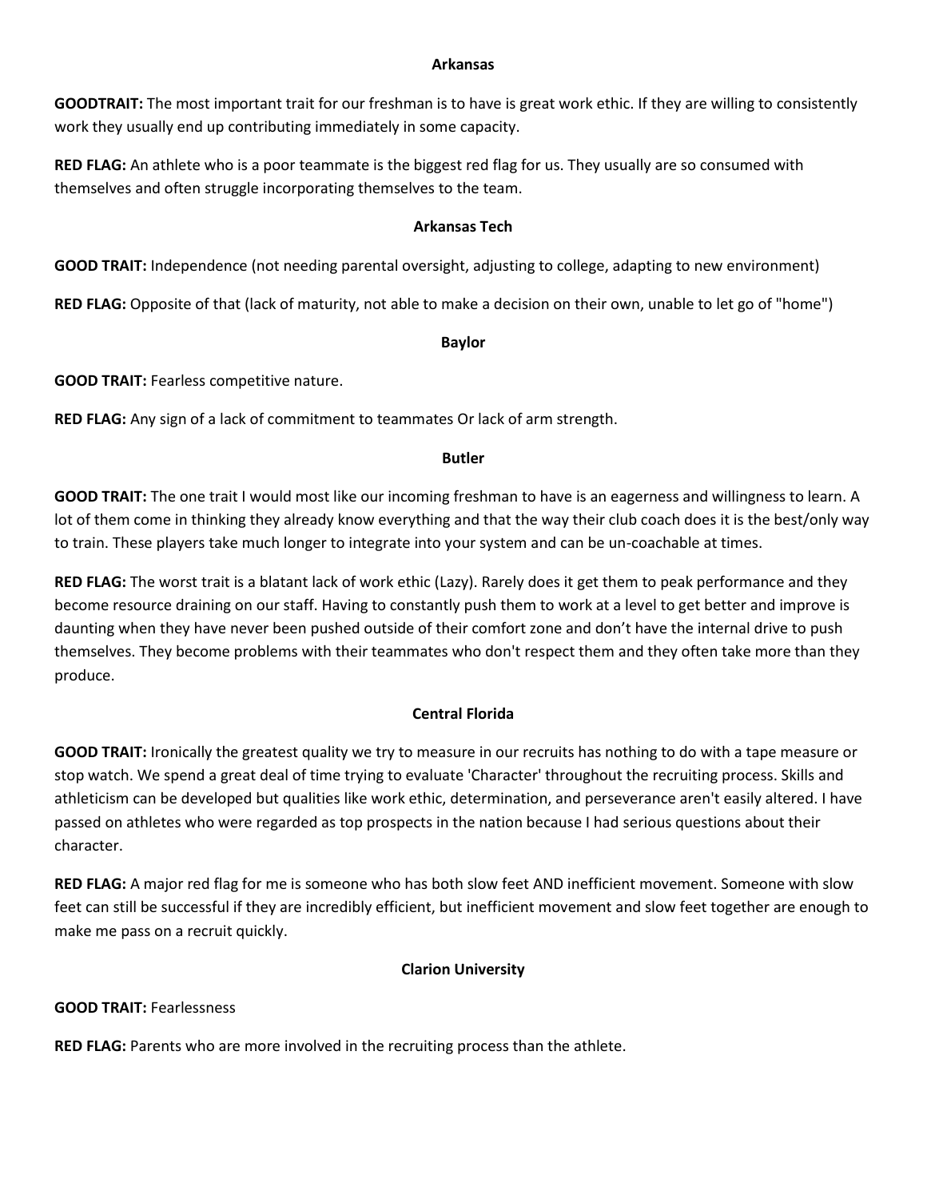### Arkansas

**GOODTRAIT:** The most important trait for our freshman is to have is great work ethic. If they are willing to consistently work they usually end up contributing immediately in some capacity.

**RED FLAG:** An athlete who is a poor teammate is the biggest red flag for us. They usually are so consumed with themselves and often struggle incorporating themselves to the team.

### Arkansas Tech

**GOOD TRAIT:** Independence (not needing parental oversight, adjusting to college, adapting to new environment)

**RED FLAG:** Opposite of that (lack of maturity, not able to make a decision on their own, unable to let go of "home")

### Baylor

**GOOD TRAIT:** Fearless competitive nature.

**RED FLAG:** Any sign of a lack of commitment to teammates Or lack of arm strength.

### Butler

**GOOD TRAIT:** The one trait I would most like our incoming freshman to have is an eagerness and willingness to learn. A lot of them come in thinking they already know everything and that the way their club coach does it is the best/only way to train. These players take much longer to integrate into your system and can be un-coachable at times.

**RED FLAG:** The worst trait is a blatant lack of work ethic (Lazy). Rarely does it get them to peak performance and they become resource draining on our staff. Having to constantly push them to work at a level to get better and improve is daunting when they have never been pushed outside of their comfort zone and don't have the internal drive to push themselves. They become problems with their teammates who don't respect them and they often take more than they produce.

### Central Florida

**GOOD TRAIT:** Ironically the greatest quality we try to measure in our recruits has nothing to do with a tape measure or stop watch. We spend a great deal of time trying to evaluate 'Character' throughout the recruiting process. Skills and athleticism can be developed but qualities like work ethic, determination, and perseverance aren't easily altered. I have passed on athletes who were regarded as top prospects in the nation because I had serious questions about their character.

**RED FLAG:** A major red flag for me is someone who has both slow feet AND inefficient movement. Someone with slow feet can still be successful if they are incredibly efficient, but inefficient movement and slow feet together are enough to make me pass on a recruit quickly.

### Clarion University

**GOOD TRAIT:** Fearlessness

**RED FLAG:** Parents who are more involved in the recruiting process than the athlete.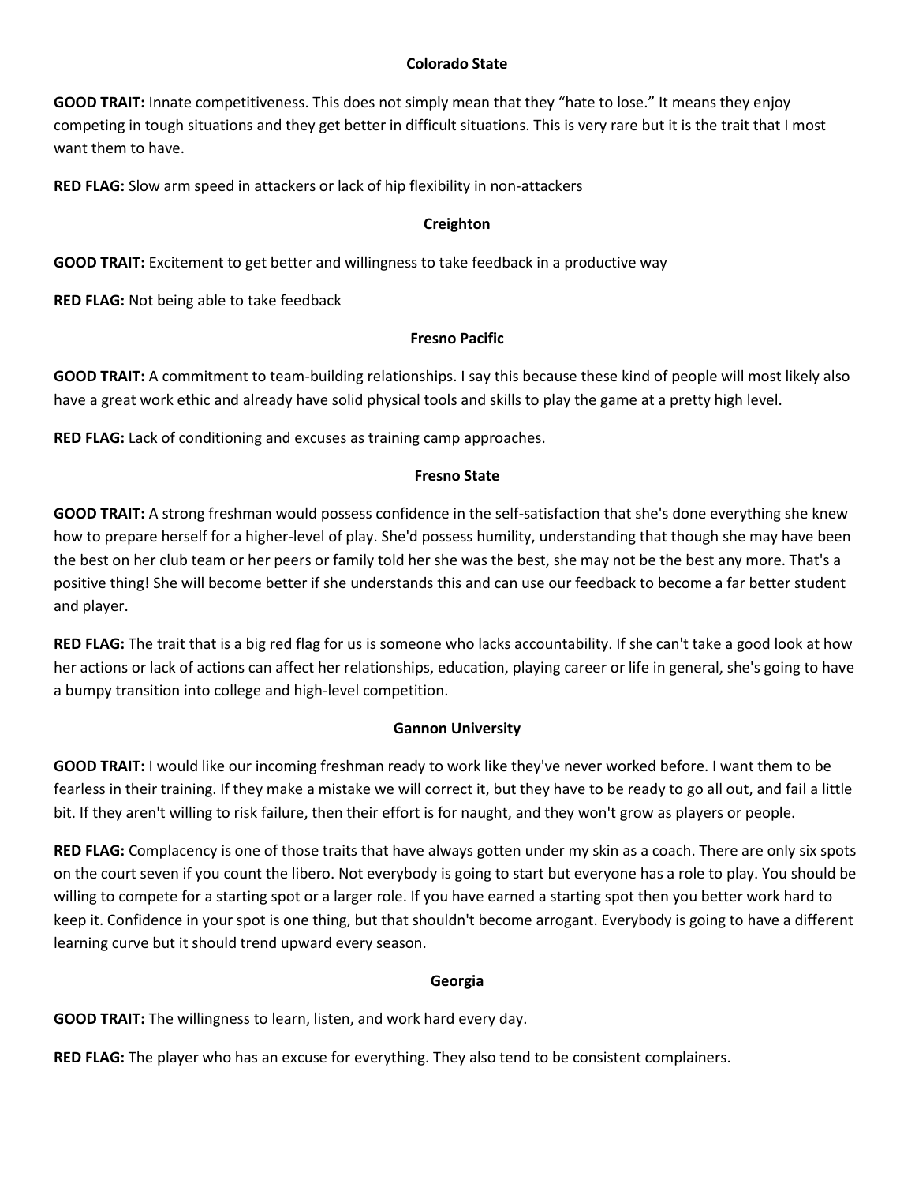### Colorado State

**GOOD TRAIT:** Innate competitiveness. This does not simply mean that they "hate to lose." It means they enjoy competing in tough situations and they get better in difficult situations. This is very rare but it is the trait that I most want them to have.

**RED FLAG:** Slow arm speed in attackers or lack of hip flexibility in non-attackers

### Creighton

**GOOD TRAIT:** Excitement to get better and willingness to take feedback in a productive way

**RED FLAG:** Not being able to take feedback

### Fresno Pacific

**GOOD TRAIT:** A commitment to team-building relationships. I say this because these kind of people will most likely also have a great work ethic and already have solid physical tools and skills to play the game at a pretty high level.

**RED FLAG:** Lack of conditioning and excuses as training camp approaches.

### Fresno State

**GOOD TRAIT:** A strong freshman would possess confidence in the self-satisfaction that she's done everything she knew how to prepare herself for a higher-level of play. She'd possess humility, understanding that though she may have been the best on her club team or her peers or family told her she was the best, she may not be the best any more. That's a positive thing! She will become better if she understands this and can use our feedback to become a far better student and player.

**RED FLAG:** The trait that is a big red flag for us is someone who lacks accountability. If she can't take a good look at how her actions or lack of actions can affect her relationships, education, playing career or life in general, she's going to have a bumpy transition into college and high-level competition.

### Gannon University

**GOOD TRAIT:** I would like our incoming freshman ready to work like they've never worked before. I want them to be fearless in their training. If they make a mistake we will correct it, but they have to be ready to go all out, and fail a little bit. If they aren't willing to risk failure, then their effort is for naught, and they won't grow as players or people.

**RED FLAG:** Complacency is one of those traits that have always gotten under my skin as a coach. There are only six spots on the court seven if you count the libero. Not everybody is going to start but everyone has a role to play. You should be willing to compete for a starting spot or a larger role. If you have earned a starting spot then you better work hard to keep it. Confidence in your spot is one thing, but that shouldn't become arrogant. Everybody is going to have a different learning curve but it should trend upward every season.

### Georgia

**GOOD TRAIT:** The willingness to learn, listen, and work hard every day.

**RED FLAG:** The player who has an excuse for everything. They also tend to be consistent complainers.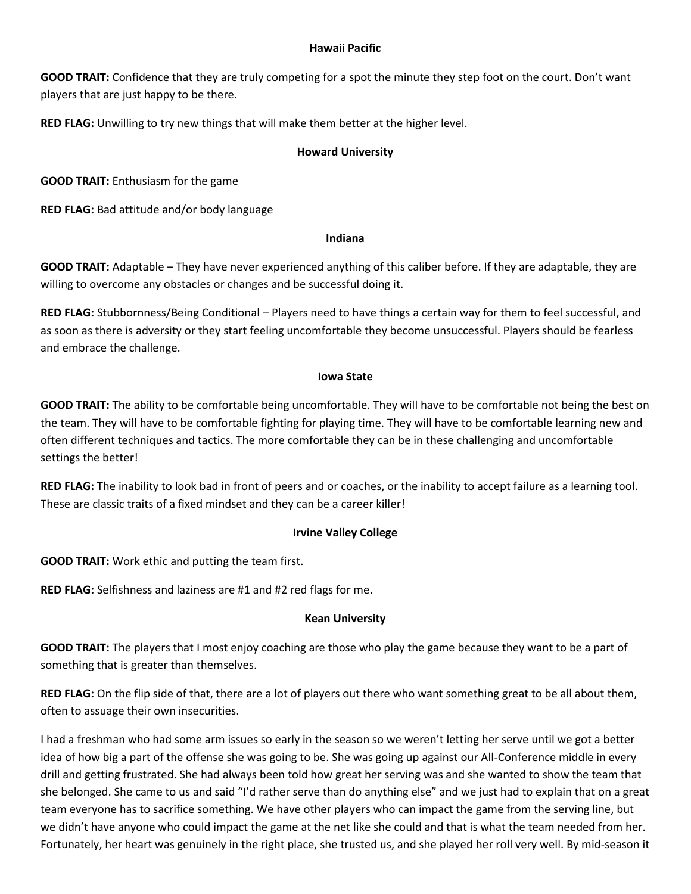**Hawaii Pacific**

**GOOD TRAIT:** Confidence that they are truly competing for a spot the minute they step foot on the court. Don't want players that are just happy to be there.

**RED FLAG:** Unwilling to try new things that will make them better at the higher level.

**Howard University**

**GOOD TRAIT:** Enthusiasm for the game

**RED FLAG:** Bad attitude and/or body language

**Indiana**

**GOOD TRAIT:** Adaptable – They have never experienced anything of this caliber before. If they are adaptable, they are willing to overcome any obstacles or changes and be successful doing it.

**RED FLAG:** Stubbornness/Being Conditional – Players need to have things a certain way for them to feel successful, and as soon as there is adversity or they start feeling uncomfortable they become unsuccessful. Players should be fearless and embrace the challenge.

**Iowa State**

**GOOD TRAIT:** The ability to be comfortable being uncomfortable. They will have to be comfortable not being the best on the team. They will have to be comfortable fighting for playing time. They will have to be comfortable learning new and often different techniques and tactics. The more comfortable they can be in these challenging and uncomfortable settings the better!

**RED FLAG:** The inability to look bad in front of peers and or coaches, or the inability to accept failure as a learning tool. These are classic traits of a fixed mindset and they can be a career killer!

**Irvine Valley College**

**GOOD TRAIT:** Work ethic and putting the team first.

**RED FLAG:** Selfishness and laziness are #1 and #2 red flags for me.

**Kean University**

**GOOD TRAIT:** The players that I most enjoy coaching are those who play the game because they want to be a part of something that is greater than themselves.

**RED FLAG:** On the flip side of that, there are a lot of players out there who want something great to be all about them, often to assuage their own insecurities.

I had a freshman who had some arm issues so early in the season so we weren't letting her serve until we got a better idea of how big a part of the offense she was going to be. She was going up against our All-Conference middle in every drill and getting frustrated. She had always been told how great her serving was and she wanted to show the team that she belonged. She came to us and said "I'd rather serve than do anything else" and we just had to explain that on a great team everyone has to sacrifice something. We have other players who can impact the game from the serving line, but we didn't have anyone who could impact the game at the net like she could and that is what the team needed from her. Fortunately, her heart was genuinely in the right place, she trusted us, and she played her roll very well. By mid-season it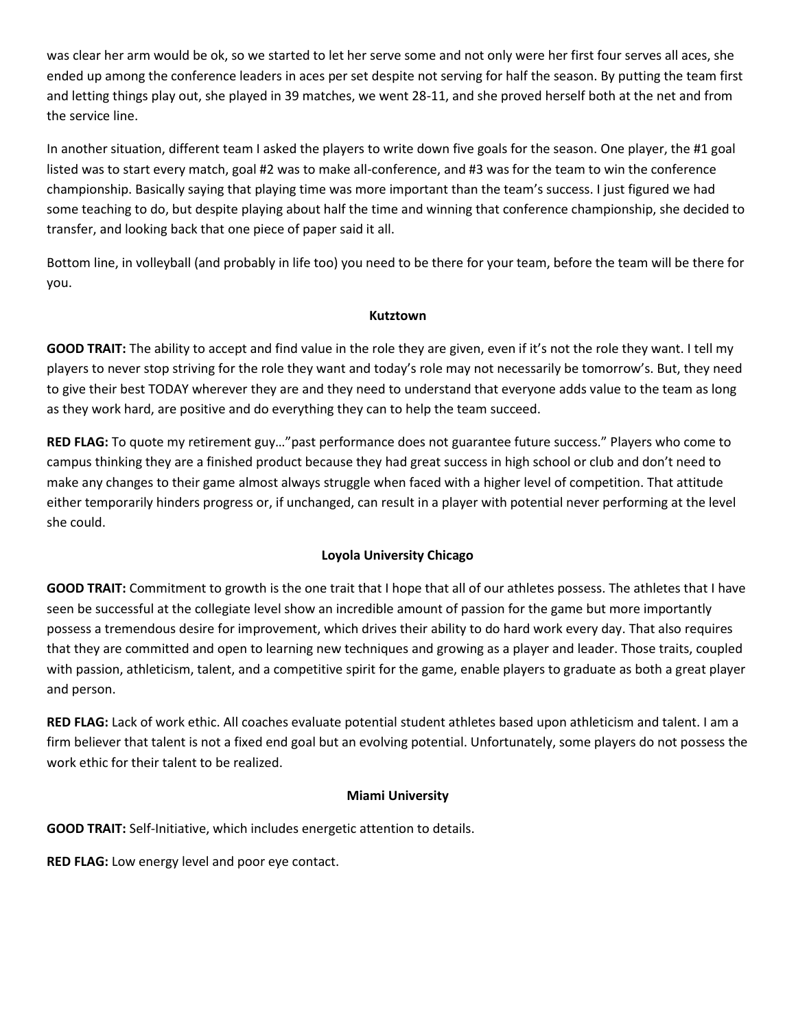was clear her arm would be ok, so we started to let her serve some and not only were her first four serves all aces, she ended up among the conference leaders in aces per set despite not serving for half the season. By putting the team first and letting things play out, she played in 39 matches, we went 28-11, and she proved herself both at the net and from the service line.

In another situation, different team I asked the players to write down five goals for the season. One player, the #1 goal listed was to start every match, goal #2 was to make all-conference, and #3 was for the team to win the conference championship. Basically saying that playing time was more important than the team's success. I just figured we had some teaching to do, but despite playing about half the time and winning that conference championship, she decided to transfer, and looking back that one piece of paper said it all.

Bottom line, in volleyball (and probably in life too) you need to be there for your team, before the team will be there for you.

**Kutztown**

**GOOD TRAIT:** The ability to accept and find value in the role they are given, even if it's not the role they want. I tell my players to never stop striving for the role they want and today's role may not necessarily be tomorrow's. But, they need to give their best TODAY wherever they are and they need to understand that everyone adds value to the team as long as they work hard, are positive and do everything they can to help the team succeed.

**RED FLAG:** To quote my retirement guy…"past performance does not guarantee future success." Players who come to campus thinking they are a finished product because they had great success in high school or club and don't need to make any changes to their game almost always struggle when faced with a higher level of competition. That attitude either temporarily hinders progress or, if unchanged, can result in a player with potential never performing at the level she could.

**Loyola University Chicago**

**GOOD TRAIT:** Commitment to growth is the one trait that I hope that all of our athletes possess. The athletes that I have seen be successful at the collegiate level show an incredible amount of passion for the game but more importantly possess a tremendous desire for improvement, which drives their ability to do hard work every day. That also requires that they are committed and open to learning new techniques and growing as a player and leader. Those traits, coupled with passion, athleticism, talent, and a competitive spirit for the game, enable players to graduate as both a great player and person.

**RED FLAG:** Lack of work ethic. All coaches evaluate potential student athletes based upon athleticism and talent. I am a firm believer that talent is not a fixed end goal but an evolving potential. Unfortunately, some players do not possess the work ethic for their talent to be realized.

**Miami University**

**GOOD TRAIT:** Self-Initiative, which includes energetic attention to details.

**RED FLAG:** Low energy level and poor eye contact.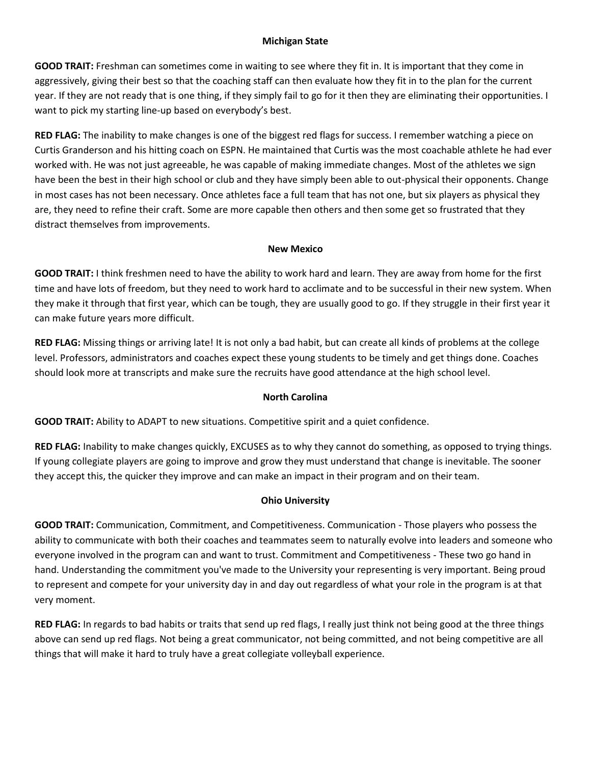## Michigan State

**GOOD TRAIT:** Freshman can sometimes come in waiting to see where they fit in. It is important that they come in aggressively, giving their best so that the coaching staff can then evaluate how they fit in to the plan for the current year. If they are not ready that is one thing, if they simply fail to go for it then they are eliminating their opportunities. I want to pick my starting line-up based on everybody's best.

**RED FLAG:** The inability to make changes is one of the biggest red flags for success. I remember watching a piece on Curtis Granderson and his hitting coach on ESPN. He maintained that Curtis was the most coachable athlete he had ever worked with. He was not just agreeable, he was capable of making immediate changes. Most of the athletes we sign have been the best in their high school or club and they have simply been able to out-physical their opponents. Change in most cases has not been necessary. Once athletes face a full team that has not one, but six players as physical they are, they need to refine their craft. Some are more capable then others and then some get so frustrated that they distract themselves from improvements.

## New Mexico

**GOOD TRAIT:** I think freshmen need to have the ability to work hard and learn. They are away from home for the first time and have lots of freedom, but they need to work hard to acclimate and to be successful in their new system. When they make it through that first year, which can be tough, they are usually good to go. If they struggle in their first year it can make future years more difficult.

**RED FLAG:** Missing things or arriving late! It is not only a bad habit, but can create all kinds of problems at the college level. Professors, administrators and coaches expect these young students to be timely and get things done. Coaches should look more at transcripts and make sure the recruits have good attendance at the high school level.

## North Carolina

**GOOD TRAIT:** Ability to ADAPT to new situations. Competitive spirit and a quiet confidence.

**RED FLAG:** Inability to make changes quickly, EXCUSES as to why they cannot do something, as opposed to trying things. If young collegiate players are going to improve and grow they must understand that change is inevitable. The sooner they accept this, the quicker they improve and can make an impact in their program and on their team.

## Ohio University

**GOOD TRAIT:** Communication, Commitment, and Competitiveness. Communication - Those players who possess the ability to communicate with both their coaches and teammates seem to naturally evolve into leaders and someone who everyone involved in the program can and want to trust. Commitment and Competitiveness - These two go hand in hand. Understanding the commitment you've made to the University your representing is very important. Being proud to represent and compete for your university day in and day out regardless of what your role in the program is at that very moment.

**RED FLAG:** In regards to bad habits or traits that send up red flags, I really just think not being good at the three things above can send up red flags. Not being a great communicator, not being committed, and not being competitive are all things that will make it hard to truly have a great collegiate volleyball experience.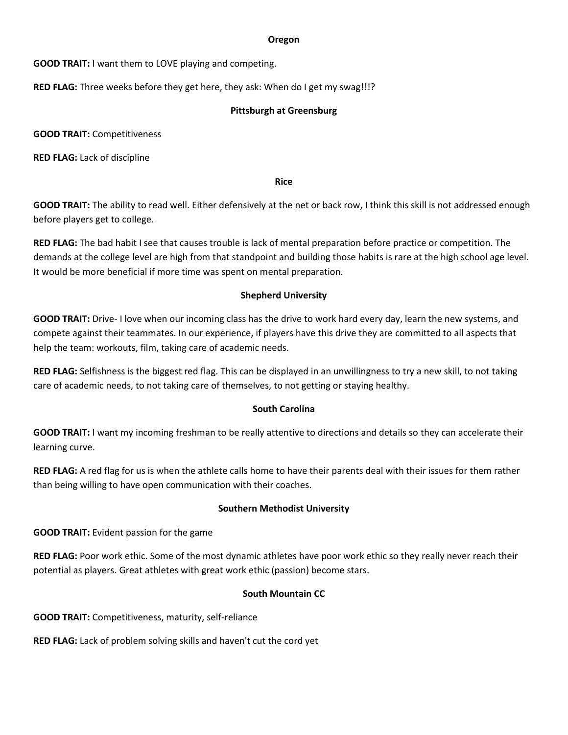### Oregon

**GOOD TRAIT:** I want them to LOVE playing and competing.

**RED FLAG:** Three weeks before they get here, they ask: When do I get my swag!!!?

### Pittsburgh at Greensburg

**GOOD TRAIT:** Competitiveness

**RED FLAG:** Lack of discipline

### Rice

**GOOD TRAIT:** The ability to read well. Either defensively at the net or back row, I think this skill is not addressed enough before players get to college.

**RED FLAG:** The bad habit I see that causes trouble is lack of mental preparation before practice or competition. The demands at the college level are high from that standpoint and building those habits is rare at the high school age level. It would be more beneficial if more time was spent on mental preparation.

### Shepherd University

**GOOD TRAIT:** Drive- I love when our incoming class has the drive to work hard every day, learn the new systems, and compete against their teammates. In our experience, if players have this drive they are committed to all aspects that help the team: workouts, film, taking care of academic needs.

**RED FLAG:** Selfishness is the biggest red flag. This can be displayed in an unwillingness to try a new skill, to not taking care of academic needs, to not taking care of themselves, to not getting or staying healthy.

### South Carolina

**GOOD TRAIT:** I want my incoming freshman to be really attentive to directions and details so they can accelerate their learning curve.

**RED FLAG:** A red flag for us is when the athlete calls home to have their parents deal with their issues for them rather than being willing to have open communication with their coaches.

### Southern Methodist University

**GOOD TRAIT:** Evident passion for the game

**RED FLAG:** Poor work ethic. Some of the most dynamic athletes have poor work ethic so they really never reach their potential as players. Great athletes with great work ethic (passion) become stars.

### South Mountain CC

**GOOD TRAIT:** Competitiveness, maturity, self-reliance

**RED FLAG:** Lack of problem solving skills and haven't cut the cord yet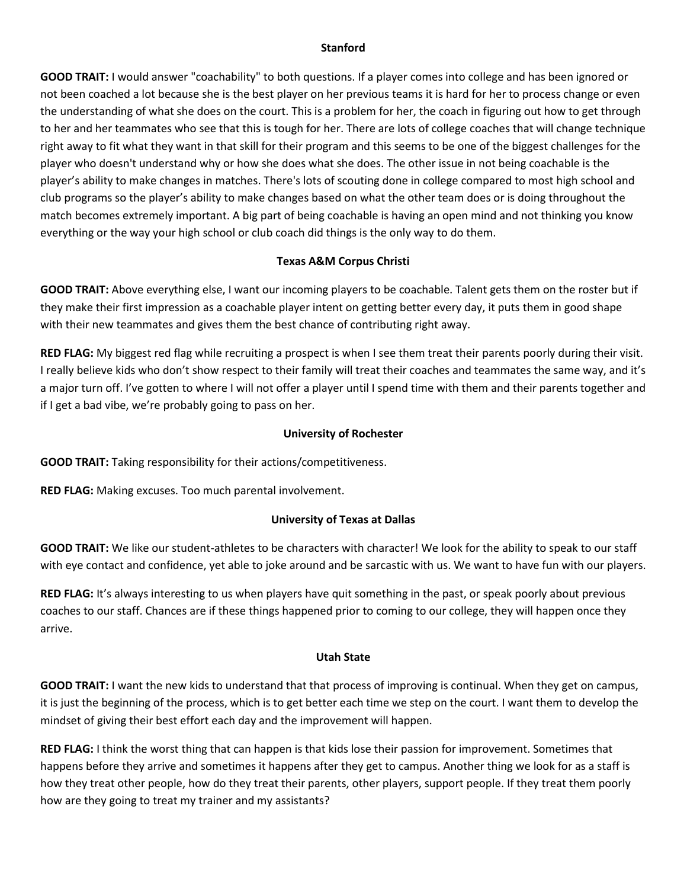### Stanford

**GOOD TRAIT:** I would answer "coachability" to both questions. If a player comes into college and has been ignored or not been coached a lot because she is the best player on her previous teams it is hard for her to process change or even the understanding of what she does on the court. This is a problem for her, the coach in figuring out how to get through to her and her teammates who see that this is tough for her. There are lots of college coaches that will change technique right away to fit what they want in that skill for their program and this seems to be one of the biggest challenges for the player who doesn't understand why or how she does what she does. The other issue in not being coachable is the player's ability to make changes in matches. There's lots of scouting done in college compared to most high school and club programs so the player's ability to make changes based on what the other team does or is doing throughout the match becomes extremely important. A big part of being coachable is having an open mind and not thinking you know everything or the way your high school or club coach did things is the only way to do them.

### Texas A&M Corpus Christi

**GOOD TRAIT:** Above everything else, I want our incoming players to be coachable. Talent gets them on the roster but if they make their first impression as a coachable player intent on getting better every day, it puts them in good shape with their new teammates and gives them the best chance of contributing right away.

**RED FLAG:** My biggest red flag while recruiting a prospect is when I see them treat their parents poorly during their visit. I really believe kids who don't show respect to their family will treat their coaches and teammates the same way, and it's a major turn off. I've gotten to where I will not offer a player until I spend time with them and their parents together and if I get a bad vibe, we're probably going to pass on her.

### University of Rochester

**GOOD TRAIT:** Taking responsibility for their actions/competitiveness.

**RED FLAG:** Making excuses. Too much parental involvement.

### University of Texas at Dallas

**GOOD TRAIT:** We like our student-athletes to be characters with character! We look for the ability to speak to our staff with eye contact and confidence, yet able to joke around and be sarcastic with us. We want to have fun with our players.

**RED FLAG:** It's always interesting to us when players have quit something in the past, or speak poorly about previous coaches to our staff. Chances are if these things happened prior to coming to our college, they will happen once they arrive.

### Utah State

**GOOD TRAIT:** I want the new kids to understand that that process of improving is continual. When they get on campus, it is just the beginning of the process, which is to get better each time we step on the court. I want them to develop the mindset of giving their best effort each day and the improvement will happen.

**RED FLAG:** I think the worst thing that can happen is that kids lose their passion for improvement. Sometimes that happens before they arrive and sometimes it happens after they get to campus. Another thing we look for as a staff is how they treat other people, how do they treat their parents, other players, support people. If they treat them poorly how are they going to treat my trainer and my assistants?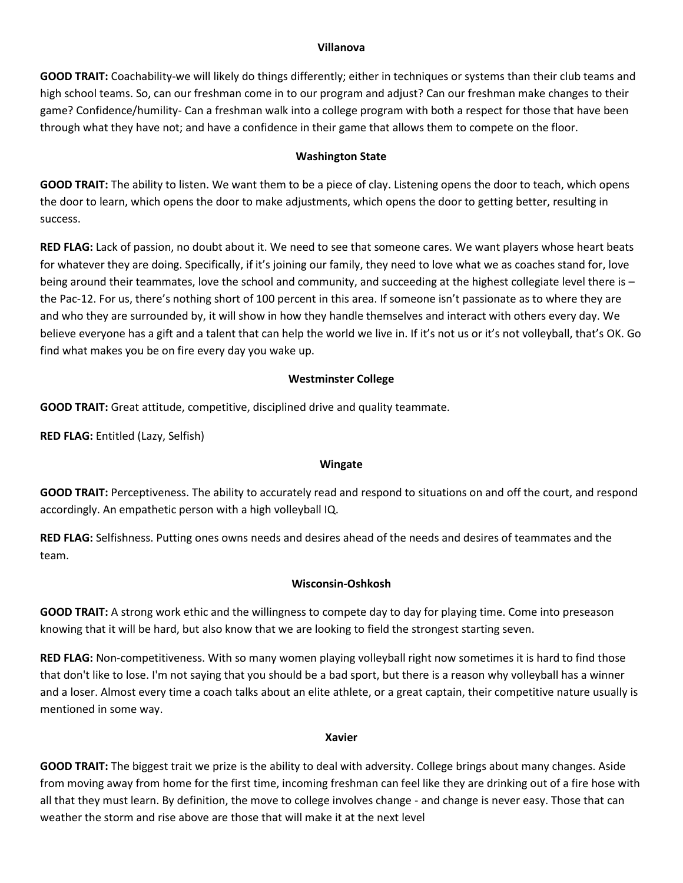### Villanova

**GOOD TRAIT:** Coachability-we will likely do things differently; either in techniques or systems than their club teams and high school teams. So, can our freshman come in to our program and adjust? Can our freshman make changes to their game? Confidence/humility- Can a freshman walk into a college program with both a respect for those that have been through what they have not; and have a confidence in their game that allows them to compete on the floor.

### Washington State

**GOOD TRAIT:** The ability to listen. We want them to be a piece of clay. Listening opens the door to teach, which opens the door to learn, which opens the door to make adjustments, which opens the door to getting better, resulting in success.

**RED FLAG:** Lack of passion, no doubt about it. We need to see that someone cares. We want players whose heart beats for whatever they are doing. Specifically, if it's joining our family, they need to love what we as coaches stand for, love being around their teammates, love the school and community, and succeeding at the highest collegiate level there is – the Pac-12. For us, there's nothing short of 100 percent in this area. If someone isn't passionate as to where they are and who they are surrounded by, it will show in how they handle themselves and interact with others every day. We believe everyone has a gift and a talent that can help the world we live in. If it's not us or it's not volleyball, that's OK. Go find what makes you be on fire every day you wake up.

### Westminster College

**GOOD TRAIT:** Great attitude, competitive, disciplined drive and quality teammate.

**RED FLAG:** Entitled (Lazy, Selfish)

### Wingate

**GOOD TRAIT:** Perceptiveness. The ability to accurately read and respond to situations on and off the court, and respond accordingly. An empathetic person with a high volleyball IQ.

**RED FLAG:** Selfishness. Putting ones owns needs and desires ahead of the needs and desires of teammates and the team.

### Wisconsin-Oshkosh

**GOOD TRAIT:** A strong work ethic and the willingness to compete day to day for playing time. Come into preseason knowing that it will be hard, but also know that we are looking to field the strongest starting seven.

**RED FLAG:** Non-competitiveness. With so many women playing volleyball right now sometimes it is hard to find those that don't like to lose. I'm not saying that you should be a bad sport, but there is a reason why volleyball has a winner and a loser. Almost every time a coach talks about an elite athlete, or a great captain, their competitive nature usually is mentioned in some way.

### Xavier

**GOOD TRAIT:** The biggest trait we prize is the ability to deal with adversity. College brings about many changes. Aside from moving away from home for the first time, incoming freshman can feel like they are drinking out of a fire hose with all that they must learn. By definition, the move to college involves change - and change is never easy. Those that can weather the storm and rise above are those that will make it at the next level